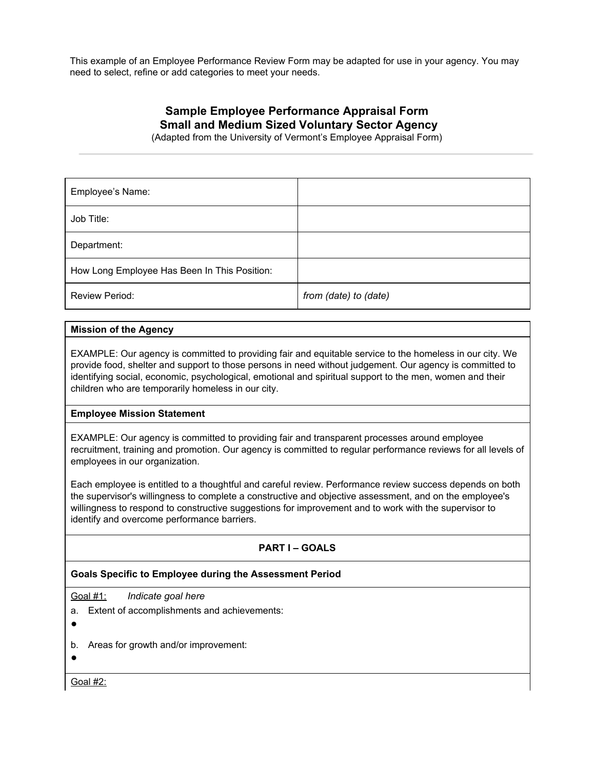This example of an Employee Performance Review Form may be adapted for use in your agency. You may need to select, refine or add categories to meet your needs.

## Sample Employee Performance Appraisal Form
## Small and Medium Sized Voluntary Sector Agency

(Adapted from the University of Vermont's Employee Appraisal Form)

---

| | |
|---|---|
| Employee's Name: | |
| Job Title: | |
| Department: | |
| How Long Employee Has Been In This Position: | |
| Review Period: | *from (date) to (date)* |

**Mission of the Agency**

EXAMPLE: Our agency is committed to providing fair and equitable service to the homeless in our city. We provide food, shelter and support to those persons in need without judgement. Our agency is committed to identifying social, economic, psychological, emotional and spiritual support to the men, women and their children who are temporarily homeless in our city.

**Employee Mission Statement**

EXAMPLE: Our agency is committed to providing fair and transparent processes around employee recruitment, training and promotion. Our agency is committed to regular performance reviews for all levels of employees in our organization.

Each employee is entitled to a thoughtful and careful review. Performance review success depends on both the supervisor's willingness to complete a constructive and objective assessment, and on the employee's willingness to respond to constructive suggestions for improvement and to work with the supervisor to identify and overcome performance barriers.

**PART I – GOALS**

**Goals Specific to Employee during the Assessment Period**

Goal #1: *Indicate goal here*

a. Extent of accomplishments and achievements:

- 

b. Areas for growth and/or improvement:

- 

Goal #2: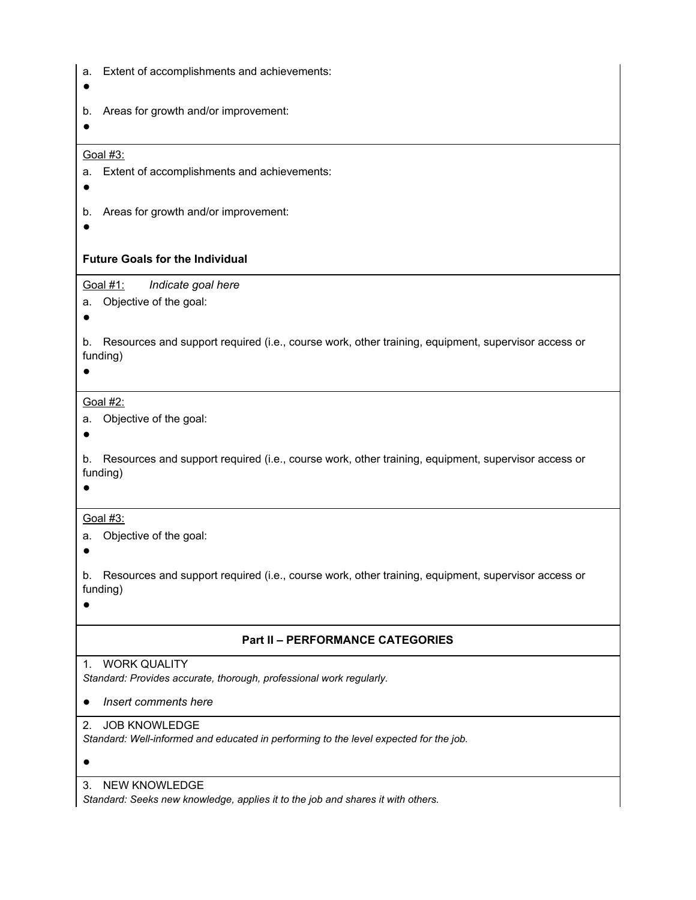a. Extent of accomplishments and achievements:

- 

b. Areas for growth and/or improvement:

- 

Goal #3:

a. Extent of accomplishments and achievements:

- 

b. Areas for growth and/or improvement:

- 

**Future Goals for the Individual**

Goal #1: *Indicate goal here*

a. Objective of the goal:

- 

b. Resources and support required (i.e., course work, other training, equipment, supervisor access or funding)

- 

Goal #2:

a. Objective of the goal:

- 

b. Resources and support required (i.e., course work, other training, equipment, supervisor access or funding)

- 

Goal #3:

a. Objective of the goal:

- 

b. Resources and support required (i.e., course work, other training, equipment, supervisor access or funding)

- 

## Part II – PERFORMANCE CATEGORIES

1. WORK QUALITY

*Standard: Provides accurate, thorough, professional work regularly.*

- *Insert comments here*

2. JOB KNOWLEDGE

*Standard: Well-informed and educated in performing to the level expected for the job.*

- 

3. NEW KNOWLEDGE

*Standard: Seeks new knowledge, applies it to the job and shares it with others.*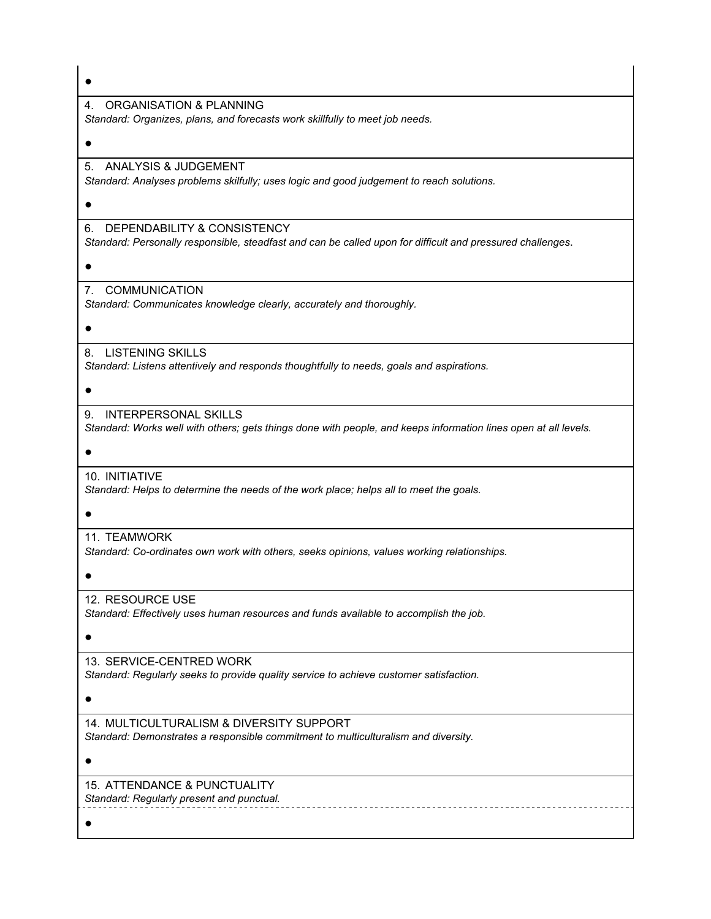●

4. ORGANISATION & PLANNING
*Standard: Organizes, plans, and forecasts work skillfully to meet job needs.*

●

5. ANALYSIS & JUDGEMENT
*Standard: Analyses problems skilfully; uses logic and good judgement to reach solutions.*

●

6. DEPENDABILITY & CONSISTENCY
*Standard: Personally responsible, steadfast and can be called upon for difficult and pressured challenges*.

●

7. COMMUNICATION
*Standard: Communicates knowledge clearly, accurately and thoroughly.*

●

8. LISTENING SKILLS
*Standard: Listens attentively and responds thoughtfully to needs, goals and aspirations.*

●

9. INTERPERSONAL SKILLS
*Standard: Works well with others; gets things done with people, and keeps information lines open at all levels.*

●

10. INITIATIVE
*Standard: Helps to determine the needs of the work place; helps all to meet the goals.*

●

11. TEAMWORK
*Standard: Co-ordinates own work with others, seeks opinions, values working relationships.*

●

12. RESOURCE USE
*Standard: Effectively uses human resources and funds available to accomplish the job.*

●

13. SERVICE-CENTRED WORK
*Standard: Regularly seeks to provide quality service to achieve customer satisfaction.*

●

14. MULTICULTURALISM & DIVERSITY SUPPORT
*Standard: Demonstrates a responsible commitment to multiculturalism and diversity.*

●

15. ATTENDANCE & PUNCTUALITY
*Standard: Regularly present and punctual.*

●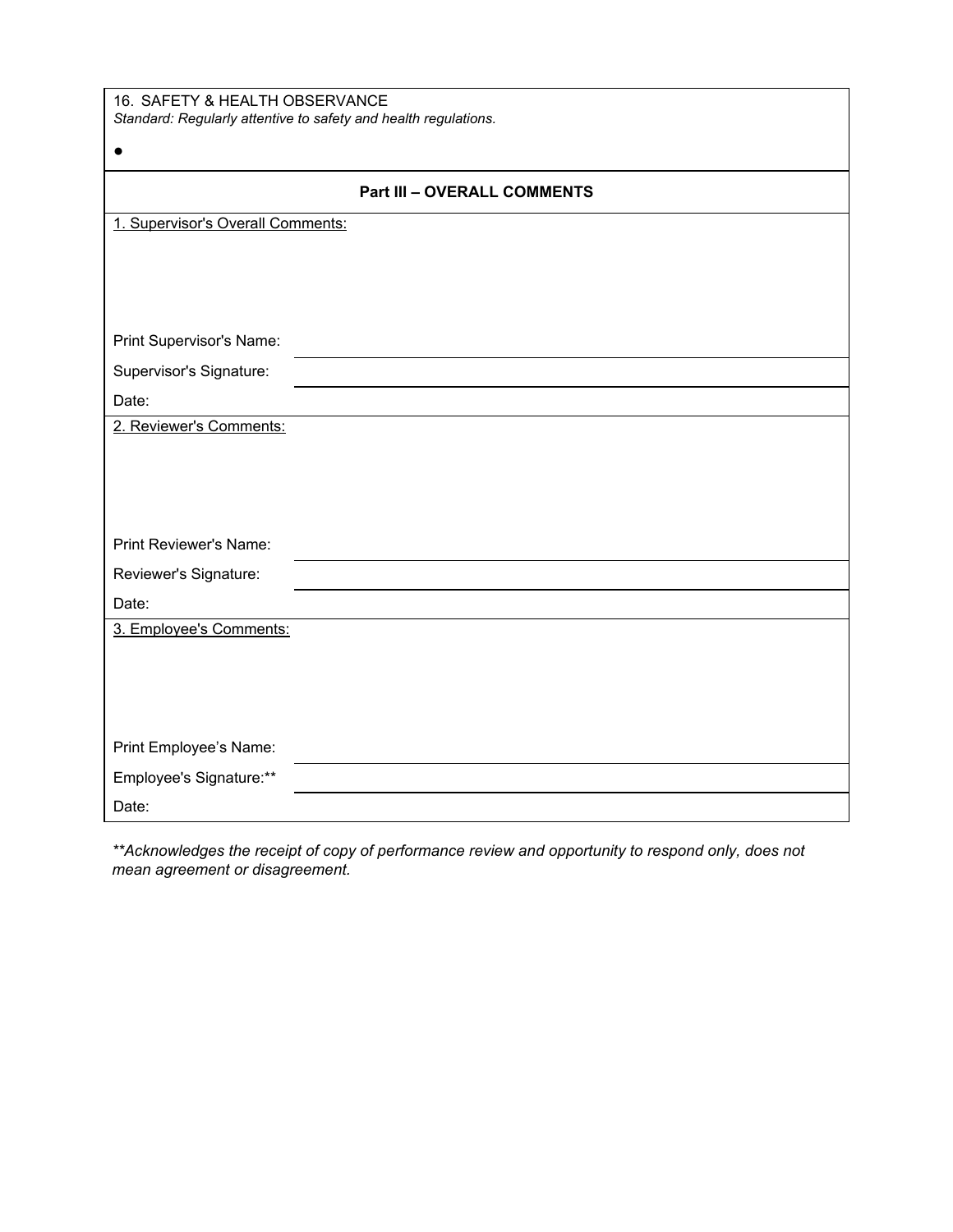16. SAFETY & HEALTH OBSERVANCE

*Standard: Regularly attentive to safety and health regulations.*

- 

**Part III – OVERALL COMMENTS**

1. Supervisor's Overall Comments:

Print Supervisor's Name:

Supervisor's Signature:

Date:

2. Reviewer's Comments:

Print Reviewer's Name:

Reviewer's Signature:

Date:

3. Employee's Comments:

Print Employee's Name:

Employee's Signature:**

Date:

*\*\*Acknowledges the receipt of copy of performance review and opportunity to respond only, does not mean agreement or disagreement.*